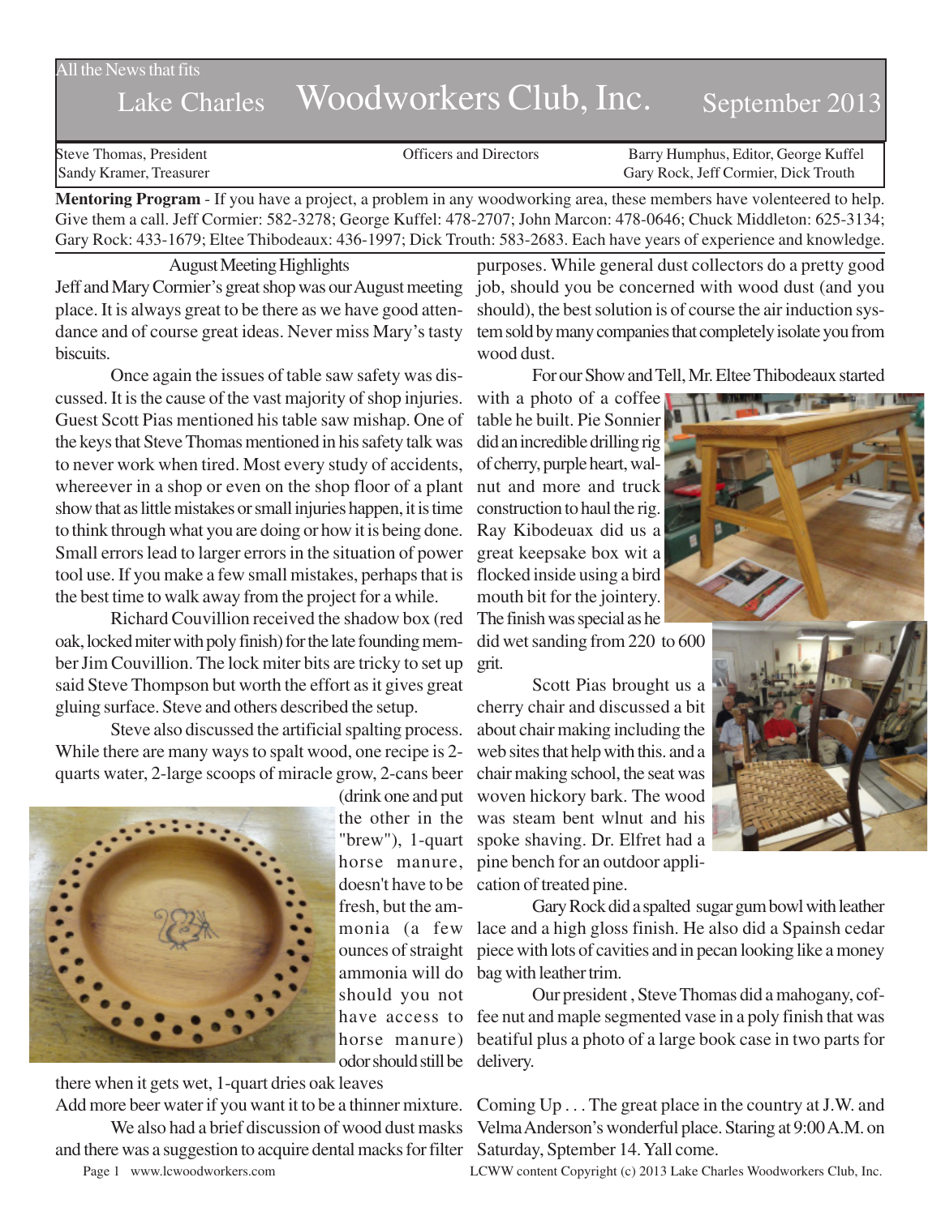All the News that fits

# Lake Charles Woodworkers Club, Inc. September 2013

Steve Thomas, President | Officers and Directors | Barry Humphus, Editor, George Kuffel
Sandy Kramer, Treasurer | | Gary Rock, Jeff Cormier, Dick Trouth

**Mentoring Program** - If you have a project, a problem in any woodworking area, these members have volenteered to help. Give them a call. Jeff Cormier: 582-3278; George Kuffel: 478-2707; John Marcon: 478-0646; Chuck Middleton: 625-3134; Gary Rock: 433-1679; Eltee Thibodeaux: 436-1997; Dick Trouth: 583-2683. Each have years of experience and knowledge.

## August Meeting Highlights

Jeff and Mary Cormier's great shop was our August meeting place. It is always great to be there as we have good attendance and of course great ideas. Never miss Mary's tasty biscuits.

Once again the issues of table saw safety was discussed. It is the cause of the vast majority of shop injuries. Guest Scott Pias mentioned his table saw mishap. One of the keys that Steve Thomas mentioned in his safety talk was to never work when tired. Most every study of accidents, whereever in a shop or even on the shop floor of a plant show that as little mistakes or small injuries happen, it is time to think through what you are doing or how it is being done. Small errors lead to larger errors in the situation of power tool use. If you make a few small mistakes, perhaps that is the best time to walk away from the project for a while.

Richard Couvillion received the shadow box (red oak, locked miter with poly finish) for the late founding member Jim Couvillion. The lock miter bits are tricky to set up said Steve Thompson but worth the effort as it gives great gluing surface. Steve and others described the setup.

Steve also discussed the artificial spalting process. While there are many ways to spalt wood, one recipe is 2-quarts water, 2-large scoops of miracle grow, 2-cans beer (drink one and put the other in the "brew"), 1-quart horse manure, doesn't have to be fresh, but the ammonia (a few ounces of straight ammonia will do should you not have access to horse manure) odor should still be there when it gets wet, 1-quart dries oak leaves
Add more beer water if you want it to be a thinner mixture.

We also had a brief discussion of wood dust masks and there was a suggestion to acquire dental macks for filter purposes. While general dust collectors do a pretty good job, should you be concerned with wood dust (and you should), the best solution is of course the air induction system sold by many companies that completely isolate you from wood dust.

For our Show and Tell, Mr. Eltee Thibodeaux started with a photo of a coffee table he built. Pie Sonnier did an incredible drilling rig of cherry, purple heart, walnut and more and truck construction to haul the rig. Ray Kibodeuax did us a great keepsake box wit a flocked inside using a bird mouth bit for the jointery. The finish was special as he did wet sanding from 220 to 600 grit.

Scott Pias brought us a cherry chair and discussed a bit about chair making including the web sites that help with this. and a chair making school, the seat was woven hickory bark. The wood was steam bent wlnut and his spoke shaving. Dr. Elfret had a pine bench for an outdoor application of treated pine.

Gary Rock did a spalted sugar gum bowl with leather lace and a high gloss finish. He also did a Spainsh cedar piece with lots of cavities and in pecan looking like a money bag with leather trim.

Our president , Steve Thomas did a mahogany, coffee nut and maple segmented vase in a poly finish that was beatiful plus a photo of a large book case in two parts for delivery.

Coming Up . . . The great place in the country at J.W. and Velma Anderson's wonderful place. Staring at 9:00 A.M. on Saturday, Sptember 14. Yall come.

LCWW content Copyright (c) 2013 Lake Charles Woodworkers Club, Inc.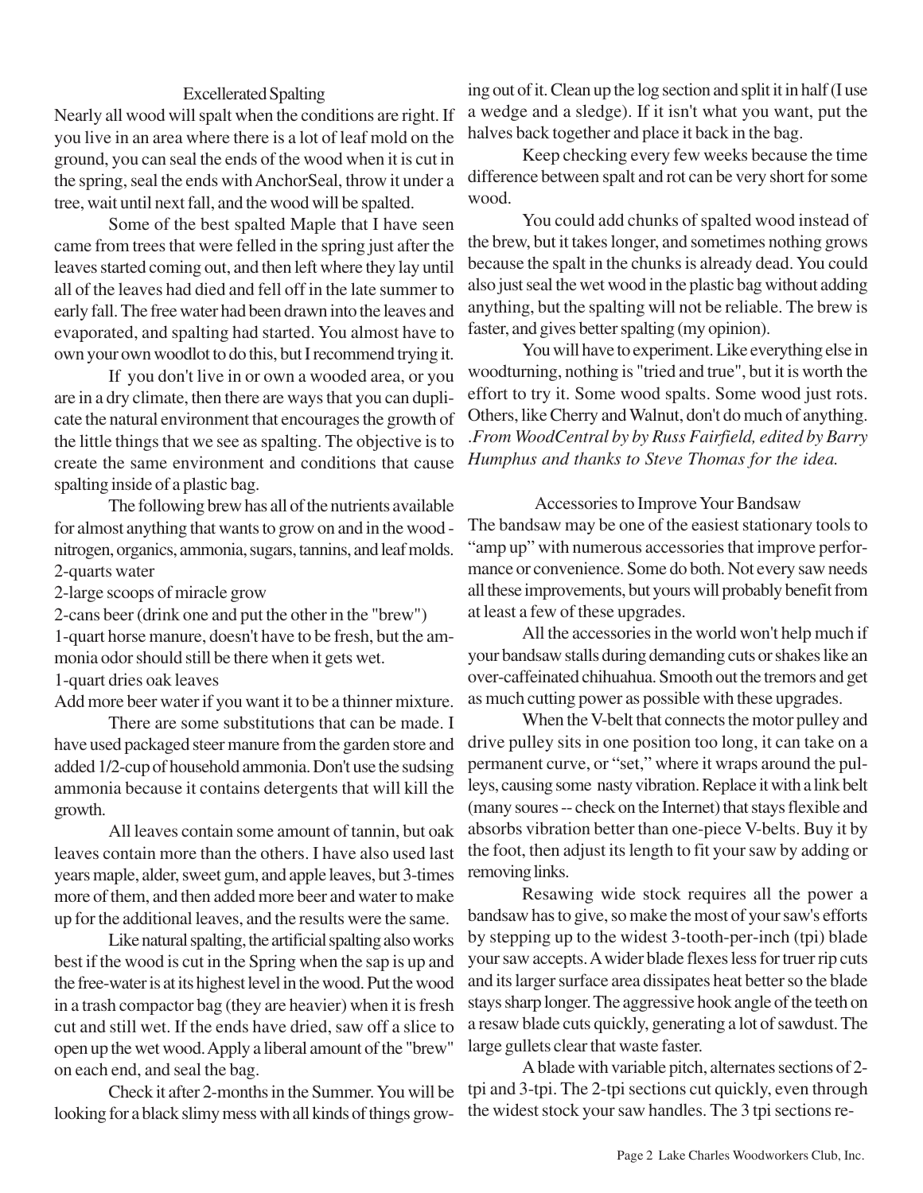## Excellerated Spalting

Nearly all wood will spalt when the conditions are right. If you live in an area where there is a lot of leaf mold on the ground, you can seal the ends of the wood when it is cut in the spring, seal the ends with AnchorSeal, throw it under a tree, wait until next fall, and the wood will be spalted.

Some of the best spalted Maple that I have seen came from trees that were felled in the spring just after the leaves started coming out, and then left where they lay until all of the leaves had died and fell off in the late summer to early fall. The free water had been drawn into the leaves and evaporated, and spalting had started. You almost have to own your own woodlot to do this, but I recommend trying it.

If you don't live in or own a wooded area, or you are in a dry climate, then there are ways that you can duplicate the natural environment that encourages the growth of the little things that we see as spalting. The objective is to create the same environment and conditions that cause spalting inside of a plastic bag.

The following brew has all of the nutrients available for almost anything that wants to grow on and in the wood - nitrogen, organics, ammonia, sugars, tannins, and leaf molds.

2-quarts water
2-large scoops of miracle grow
2-cans beer (drink one and put the other in the "brew")
1-quart horse manure, doesn't have to be fresh, but the ammonia odor should still be there when it gets wet.
1-quart dries oak leaves

Add more beer water if you want it to be a thinner mixture.

There are some substitutions that can be made. I have used packaged steer manure from the garden store and added 1/2-cup of household ammonia. Don't use the sudsing ammonia because it contains detergents that will kill the growth.

All leaves contain some amount of tannin, but oak leaves contain more than the others. I have also used last years maple, alder, sweet gum, and apple leaves, but 3-times more of them, and then added more beer and water to make up for the additional leaves, and the results were the same.

Like natural spalting, the artificial spalting also works best if the wood is cut in the Spring when the sap is up and the free-water is at its highest level in the wood. Put the wood in a trash compactor bag (they are heavier) when it is fresh cut and still wet. If the ends have dried, saw off a slice to open up the wet wood. Apply a liberal amount of the "brew" on each end, and seal the bag.

Check it after 2-months in the Summer. You will be looking for a black slimy mess with all kinds of things growing out of it. Clean up the log section and split it in half (I use a wedge and a sledge). If it isn't what you want, put the halves back together and place it back in the bag.

Keep checking every few weeks because the time difference between spalt and rot can be very short for some wood.

You could add chunks of spalted wood instead of the brew, but it takes longer, and sometimes nothing grows because the spalt in the chunks is already dead. You could also just seal the wet wood in the plastic bag without adding anything, but the spalting will not be reliable. The brew is faster, and gives better spalting (my opinion).

You will have to experiment. Like everything else in woodturning, nothing is "tried and true", but it is worth the effort to try it. Some wood spalts. Some wood just rots. Others, like Cherry and Walnut, don't do much of anything. *.From WoodCentral by by Russ Fairfield, edited by Barry Humphus and thanks to Steve Thomas for the idea.*

## Accessories to Improve Your Bandsaw

The bandsaw may be one of the easiest stationary tools to "amp up" with numerous accessories that improve performance or convenience. Some do both. Not every saw needs all these improvements, but yours will probably benefit from at least a few of these upgrades.

All the accessories in the world won't help much if your bandsaw stalls during demanding cuts or shakes like an over-caffeinated chihuahua. Smooth out the tremors and get as much cutting power as possible with these upgrades.

When the V-belt that connects the motor pulley and drive pulley sits in one position too long, it can take on a permanent curve, or "set," where it wraps around the pulleys, causing some nasty vibration. Replace it with a link belt (many soures -- check on the Internet) that stays flexible and absorbs vibration better than one-piece V-belts. Buy it by the foot, then adjust its length to fit your saw by adding or removing links.

Resawing wide stock requires all the power a bandsaw has to give, so make the most of your saw's efforts by stepping up to the widest 3-tooth-per-inch (tpi) blade your saw accepts. A wider blade flexes less for truer rip cuts and its larger surface area dissipates heat better so the blade stays sharp longer. The aggressive hook angle of the teeth on a resaw blade cuts quickly, generating a lot of sawdust. The large gullets clear that waste faster.

A blade with variable pitch, alternates sections of 2-tpi and 3-tpi. The 2-tpi sections cut quickly, even through the widest stock your saw handles. The 3 tpi sections re-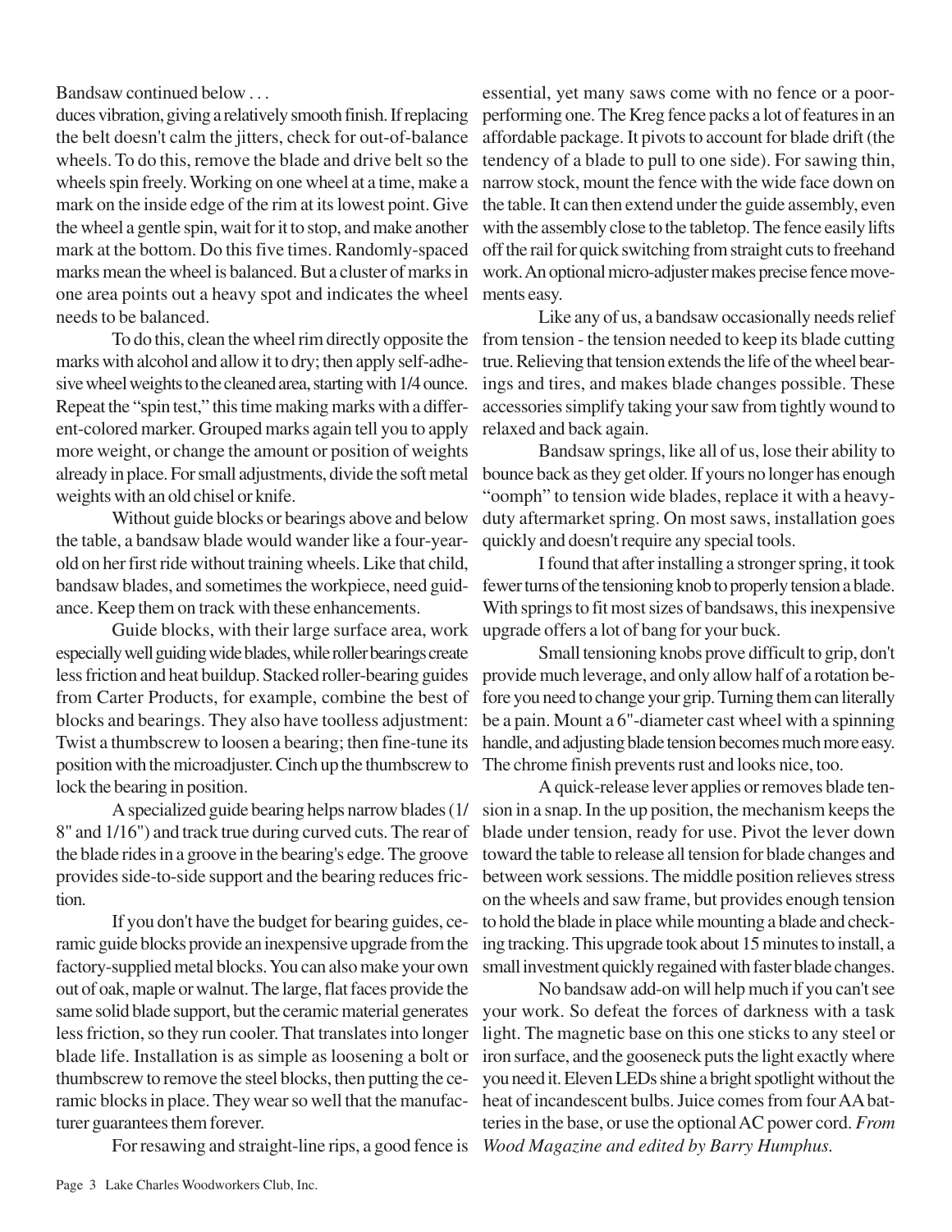Bandsaw continued below . . .

duces vibration, giving a relatively smooth finish. If replacing the belt doesn't calm the jitters, check for out-of-balance wheels. To do this, remove the blade and drive belt so the wheels spin freely. Working on one wheel at a time, make a mark on the inside edge of the rim at its lowest point. Give the wheel a gentle spin, wait for it to stop, and make another mark at the bottom. Do this five times. Randomly-spaced marks mean the wheel is balanced. But a cluster of marks in one area points out a heavy spot and indicates the wheel needs to be balanced.

To do this, clean the wheel rim directly opposite the marks with alcohol and allow it to dry; then apply self-adhesive wheel weights to the cleaned area, starting with 1/4 ounce. Repeat the "spin test," this time making marks with a different-colored marker. Grouped marks again tell you to apply more weight, or change the amount or position of weights already in place. For small adjustments, divide the soft metal weights with an old chisel or knife.

Without guide blocks or bearings above and below the table, a bandsaw blade would wander like a four-year-old on her first ride without training wheels. Like that child, bandsaw blades, and sometimes the workpiece, need guidance. Keep them on track with these enhancements.

Guide blocks, with their large surface area, work especially well guiding wide blades, while roller bearings create less friction and heat buildup. Stacked roller-bearing guides from Carter Products, for example, combine the best of blocks and bearings. They also have toolless adjustment: Twist a thumbscrew to loosen a bearing; then fine-tune its position with the microadjuster. Cinch up the thumbscrew to lock the bearing in position.

A specialized guide bearing helps narrow blades (1/8" and 1/16") and track true during curved cuts. The rear of the blade rides in a groove in the bearing's edge. The groove provides side-to-side support and the bearing reduces friction.

If you don't have the budget for bearing guides, ceramic guide blocks provide an inexpensive upgrade from the factory-supplied metal blocks. You can also make your own out of oak, maple or walnut. The large, flat faces provide the same solid blade support, but the ceramic material generates less friction, so they run cooler. That translates into longer blade life. Installation is as simple as loosening a bolt or thumbscrew to remove the steel blocks, then putting the ceramic blocks in place. They wear so well that the manufacturer guarantees them forever.

For resawing and straight-line rips, a good fence is essential, yet many saws come with no fence or a poor-performing one. The Kreg fence packs a lot of features in an affordable package. It pivots to account for blade drift (the tendency of a blade to pull to one side). For sawing thin, narrow stock, mount the fence with the wide face down on the table. It can then extend under the guide assembly, even with the assembly close to the tabletop. The fence easily lifts off the rail for quick switching from straight cuts to freehand work. An optional micro-adjuster makes precise fence movements easy.

Like any of us, a bandsaw occasionally needs relief from tension - the tension needed to keep its blade cutting true. Relieving that tension extends the life of the wheel bearings and tires, and makes blade changes possible. These accessories simplify taking your saw from tightly wound to relaxed and back again.

Bandsaw springs, like all of us, lose their ability to bounce back as they get older. If yours no longer has enough "oomph" to tension wide blades, replace it with a heavy-duty aftermarket spring. On most saws, installation goes quickly and doesn't require any special tools.

I found that after installing a stronger spring, it took fewer turns of the tensioning knob to properly tension a blade. With springs to fit most sizes of bandsaws, this inexpensive upgrade offers a lot of bang for your buck.

Small tensioning knobs prove difficult to grip, don't provide much leverage, and only allow half of a rotation before you need to change your grip. Turning them can literally be a pain. Mount a 6"-diameter cast wheel with a spinning handle, and adjusting blade tension becomes much more easy. The chrome finish prevents rust and looks nice, too.

A quick-release lever applies or removes blade tension in a snap. In the up position, the mechanism keeps the blade under tension, ready for use. Pivot the lever down toward the table to release all tension for blade changes and between work sessions. The middle position relieves stress on the wheels and saw frame, but provides enough tension to hold the blade in place while mounting a blade and checking tracking. This upgrade took about 15 minutes to install, a small investment quickly regained with faster blade changes.

No bandsaw add-on will help much if you can't see your work. So defeat the forces of darkness with a task light. The magnetic base on this one sticks to any steel or iron surface, and the gooseneck puts the light exactly where you need it. Eleven LEDs shine a bright spotlight without the heat of incandescent bulbs. Juice comes from four AA batteries in the base, or use the optional AC power cord. *From Wood Magazine and edited by Barry Humphus.*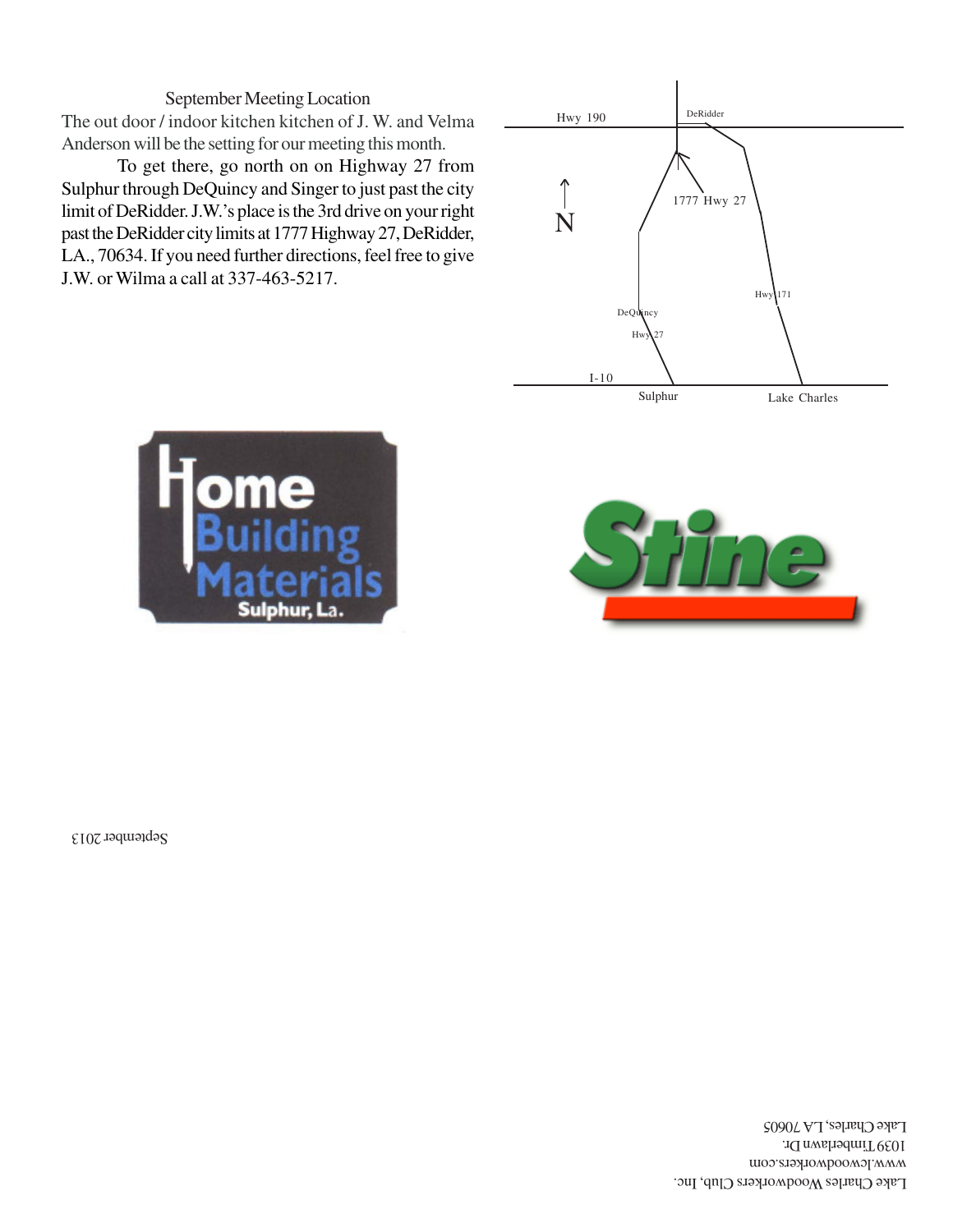## September Meeting Location

The out door / indoor kitchen kitchen of J. W. and Velma Anderson will be the setting for our meeting this month.

To get there, go north on on Highway 27 from Sulphur through DeQuincy and Singer to just past the city limit of DeRidder. J.W.'s place is the 3rd drive on your right past the DeRidder city limits at 1777 Highway 27, DeRidder, LA., 70634. If you need further directions, feel free to give J.W. or Wilma a call at 337-463-5217.

Hwy 190

DeRidder

N

1777 Hwy 27

Hwy 171

DeQuincy

Hwy 27

I-10

Sulphur

Lake Charles

Home Building Materials
Sulphur, La.

Stine

September 2013

Lake Charles Woodworkers Club, Inc.
www.lcwoodworkers.com
1039 Timberlawn Dr.
Lake Charles, LA 70605